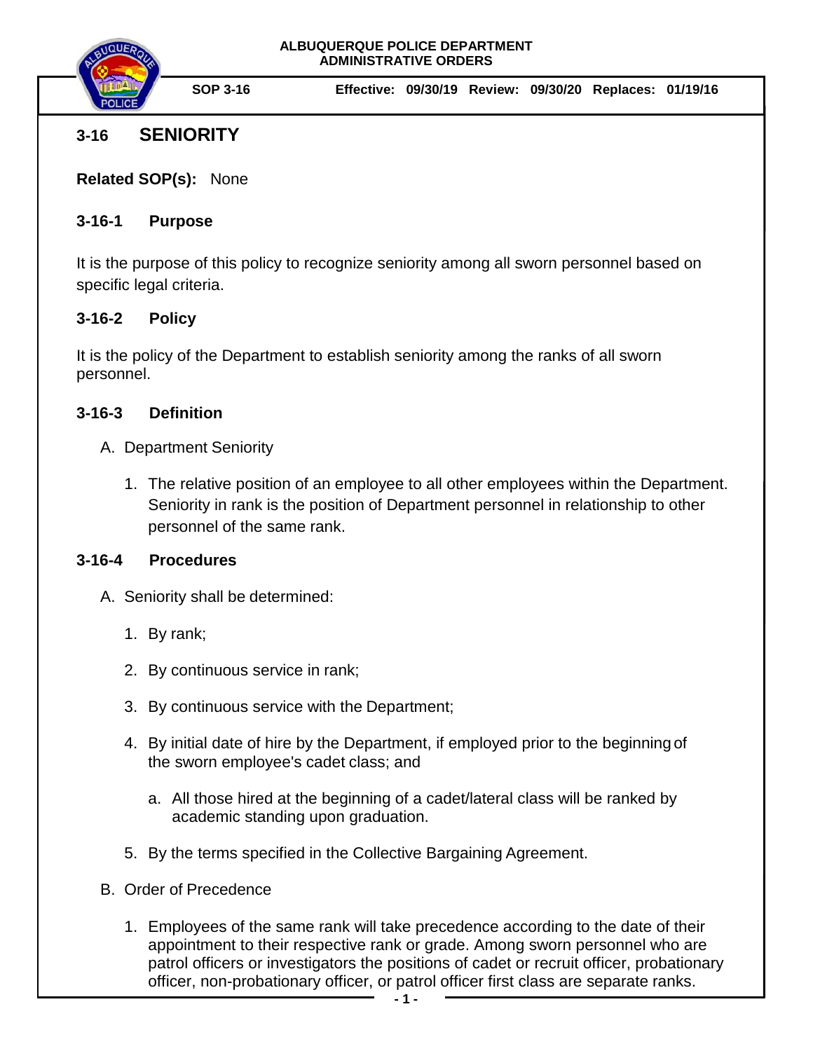**ALBUQUERQUE POLICE DEPARTMENT**
**ADMINISTRATIVE ORDERS**

**SOP 3-16** **Effective: 09/30/19 Review: 09/30/20 Replaces: 01/19/16**

# 3-16 SENIORITY

**Related SOP(s):** None

## 3-16-1 Purpose

It is the purpose of this policy to recognize seniority among all sworn personnel based on specific legal criteria.

## 3-16-2 Policy

It is the policy of the Department to establish seniority among the ranks of all sworn personnel.

## 3-16-3 Definition

A. Department Seniority

1. The relative position of an employee to all other employees within the Department. Seniority in rank is the position of Department personnel in relationship to other personnel of the same rank.

## 3-16-4 Procedures

A. Seniority shall be determined:

1. By rank;

2. By continuous service in rank;

3. By continuous service with the Department;

4. By initial date of hire by the Department, if employed prior to the beginning of the sworn employee's cadet class; and

    a. All those hired at the beginning of a cadet/lateral class will be ranked by academic standing upon graduation.

5. By the terms specified in the Collective Bargaining Agreement.

B. Order of Precedence

1. Employees of the same rank will take precedence according to the date of their appointment to their respective rank or grade. Among sworn personnel who are patrol officers or investigators the positions of cadet or recruit officer, probationary officer, non-probationary officer, or patrol officer first class are separate ranks.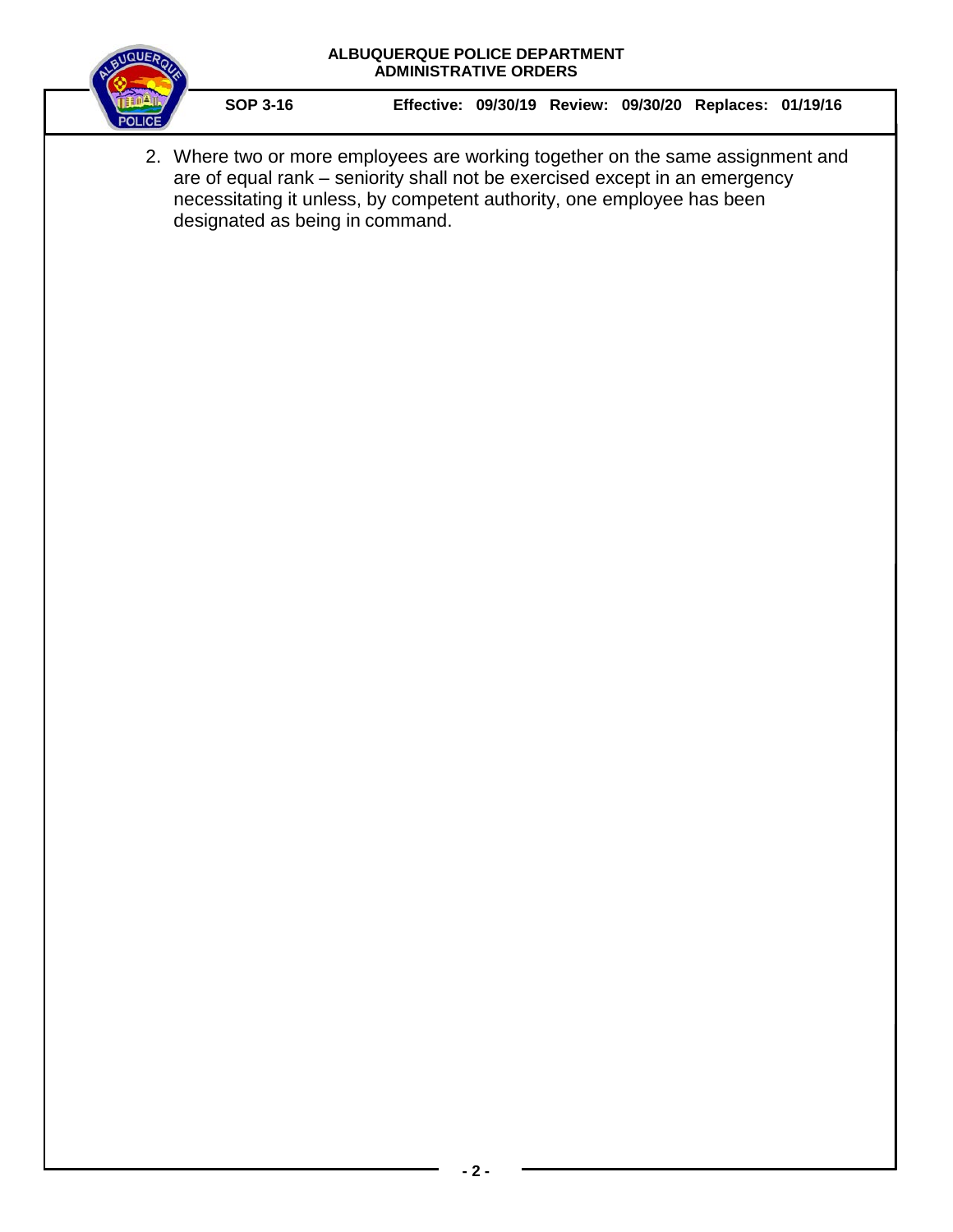2. Where two or more employees are working together on the same assignment and are of equal rank – seniority shall not be exercised except in an emergency necessitating it unless, by competent authority, one employee has been designated as being in command.